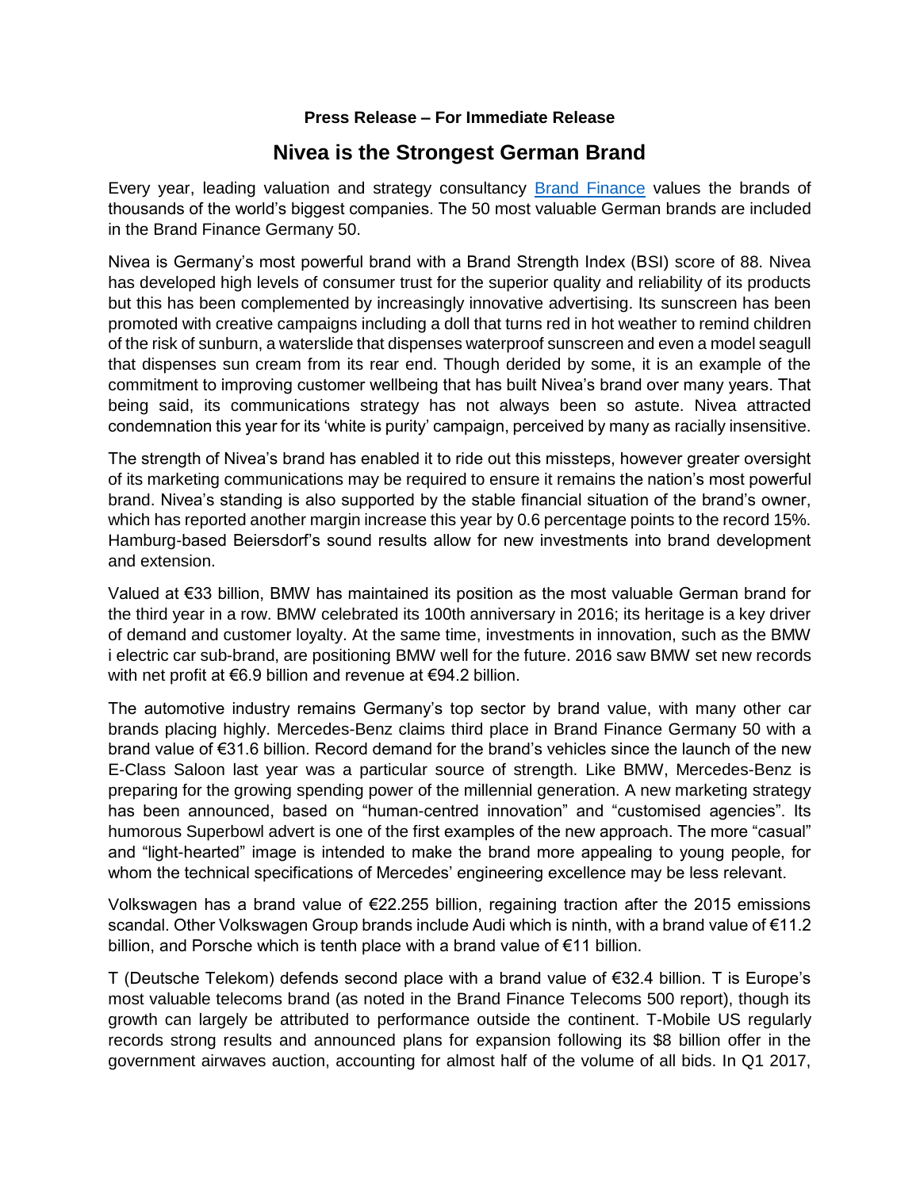**Press Release – For Immediate Release**

# Nivea is the Strongest German Brand

Every year, leading valuation and strategy consultancy [Brand Finance](#) values the brands of thousands of the world's biggest companies. The 50 most valuable German brands are included in the Brand Finance Germany 50.

Nivea is Germany's most powerful brand with a Brand Strength Index (BSI) score of 88. Nivea has developed high levels of consumer trust for the superior quality and reliability of its products but this has been complemented by increasingly innovative advertising. Its sunscreen has been promoted with creative campaigns including a doll that turns red in hot weather to remind children of the risk of sunburn, a waterslide that dispenses waterproof sunscreen and even a model seagull that dispenses sun cream from its rear end. Though derided by some, it is an example of the commitment to improving customer wellbeing that has built Nivea's brand over many years. That being said, its communications strategy has not always been so astute. Nivea attracted condemnation this year for its 'white is purity' campaign, perceived by many as racially insensitive.

The strength of Nivea's brand has enabled it to ride out this missteps, however greater oversight of its marketing communications may be required to ensure it remains the nation's most powerful brand. Nivea's standing is also supported by the stable financial situation of the brand's owner, which has reported another margin increase this year by 0.6 percentage points to the record 15%. Hamburg-based Beiersdorf's sound results allow for new investments into brand development and extension.

Valued at €33 billion, BMW has maintained its position as the most valuable German brand for the third year in a row. BMW celebrated its 100th anniversary in 2016; its heritage is a key driver of demand and customer loyalty. At the same time, investments in innovation, such as the BMW i electric car sub-brand, are positioning BMW well for the future. 2016 saw BMW set new records with net profit at €6.9 billion and revenue at €94.2 billion.

The automotive industry remains Germany's top sector by brand value, with many other car brands placing highly. Mercedes-Benz claims third place in Brand Finance Germany 50 with a brand value of €31.6 billion. Record demand for the brand's vehicles since the launch of the new E-Class Saloon last year was a particular source of strength. Like BMW, Mercedes-Benz is preparing for the growing spending power of the millennial generation. A new marketing strategy has been announced, based on "human-centred innovation" and "customised agencies". Its humorous Superbowl advert is one of the first examples of the new approach. The more "casual" and "light-hearted" image is intended to make the brand more appealing to young people, for whom the technical specifications of Mercedes' engineering excellence may be less relevant.

Volkswagen has a brand value of €22.255 billion, regaining traction after the 2015 emissions scandal. Other Volkswagen Group brands include Audi which is ninth, with a brand value of €11.2 billion, and Porsche which is tenth place with a brand value of €11 billion.

T (Deutsche Telekom) defends second place with a brand value of €32.4 billion. T is Europe's most valuable telecoms brand (as noted in the Brand Finance Telecoms 500 report), though its growth can largely be attributed to performance outside the continent. T-Mobile US regularly records strong results and announced plans for expansion following its $8 billion offer in the government airwaves auction, accounting for almost half of the volume of all bids. In Q1 2017,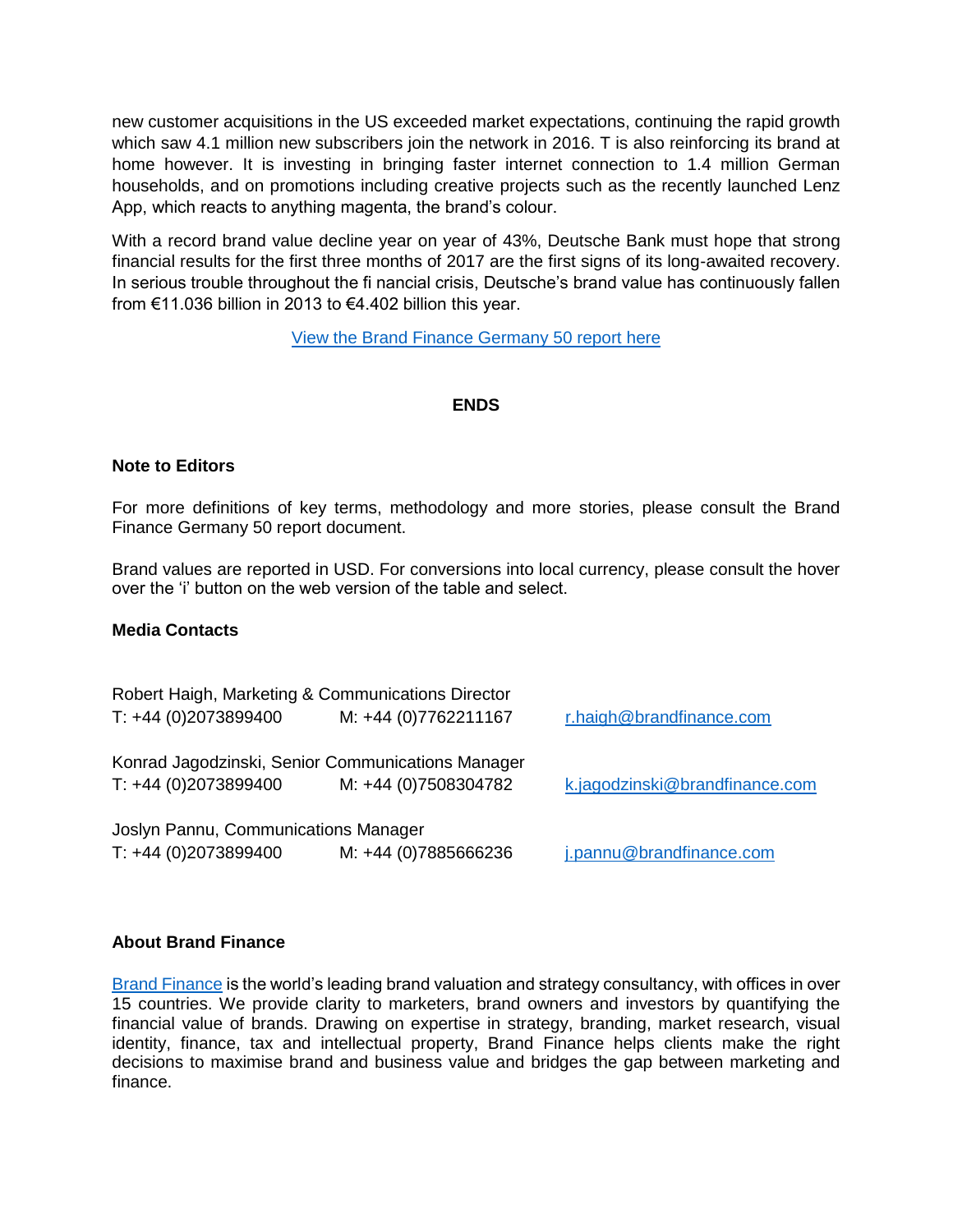new customer acquisitions in the US exceeded market expectations, continuing the rapid growth which saw 4.1 million new subscribers join the network in 2016. T is also reinforcing its brand at home however. It is investing in bringing faster internet connection to 1.4 million German households, and on promotions including creative projects such as the recently launched Lenz App, which reacts to anything magenta, the brand's colour.

With a record brand value decline year on year of 43%, Deutsche Bank must hope that strong financial results for the first three months of 2017 are the first signs of its long-awaited recovery. In serious trouble throughout the fi nancial crisis, Deutsche's brand value has continuously fallen from €11.036 billion in 2013 to €4.402 billion this year.

[View the Brand Finance Germany 50 report here]

**ENDS**

**Note to Editors**

For more definitions of key terms, methodology and more stories, please consult the Brand Finance Germany 50 report document.

Brand values are reported in USD. For conversions into local currency, please consult the hover over the 'i' button on the web version of the table and select.

**Media Contacts**

Robert Haigh, Marketing & Communications Director
T: +44 (0)2073899400 M: +44 (0)7762211167 r.haigh@brandfinance.com

Konrad Jagodzinski, Senior Communications Manager
T: +44 (0)2073899400 M: +44 (0)7508304782 k.jagodzinski@brandfinance.com

Joslyn Pannu, Communications Manager
T: +44 (0)2073899400 M: +44 (0)7885666236 j.pannu@brandfinance.com

**About Brand Finance**

Brand Finance is the world's leading brand valuation and strategy consultancy, with offices in over 15 countries. We provide clarity to marketers, brand owners and investors by quantifying the financial value of brands. Drawing on expertise in strategy, branding, market research, visual identity, finance, tax and intellectual property, Brand Finance helps clients make the right decisions to maximise brand and business value and bridges the gap between marketing and finance.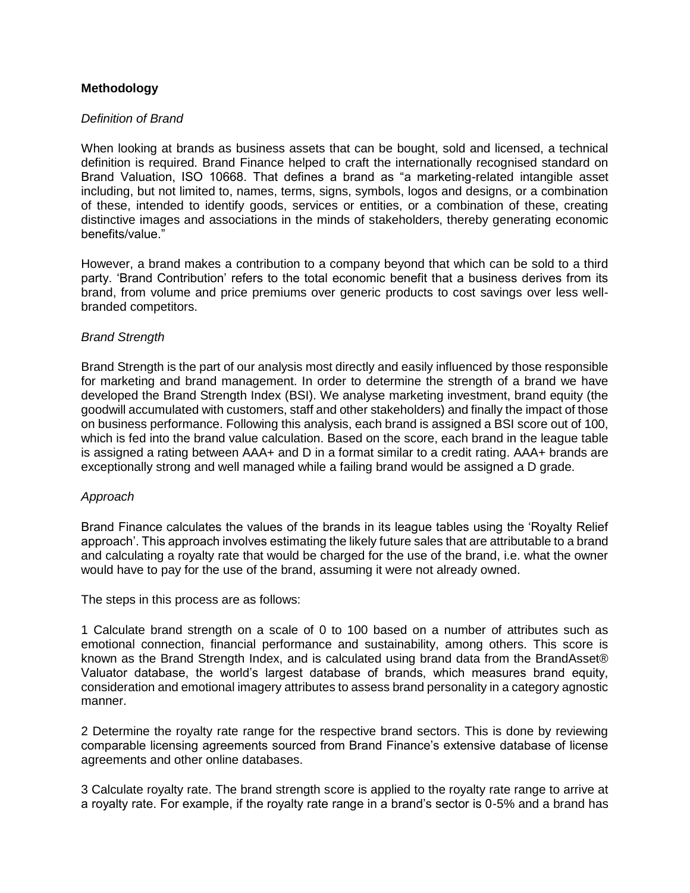**Methodology**

*Definition of Brand*

When looking at brands as business assets that can be bought, sold and licensed, a technical definition is required. Brand Finance helped to craft the internationally recognised standard on Brand Valuation, ISO 10668. That defines a brand as "a marketing-related intangible asset including, but not limited to, names, terms, signs, symbols, logos and designs, or a combination of these, intended to identify goods, services or entities, or a combination of these, creating distinctive images and associations in the minds of stakeholders, thereby generating economic benefits/value."

However, a brand makes a contribution to a company beyond that which can be sold to a third party. 'Brand Contribution' refers to the total economic benefit that a business derives from its brand, from volume and price premiums over generic products to cost savings over less well-branded competitors.

*Brand Strength*

Brand Strength is the part of our analysis most directly and easily influenced by those responsible for marketing and brand management. In order to determine the strength of a brand we have developed the Brand Strength Index (BSI). We analyse marketing investment, brand equity (the goodwill accumulated with customers, staff and other stakeholders) and finally the impact of those on business performance. Following this analysis, each brand is assigned a BSI score out of 100, which is fed into the brand value calculation. Based on the score, each brand in the league table is assigned a rating between AAA+ and D in a format similar to a credit rating. AAA+ brands are exceptionally strong and well managed while a failing brand would be assigned a D grade.

*Approach*

Brand Finance calculates the values of the brands in its league tables using the 'Royalty Relief approach'. This approach involves estimating the likely future sales that are attributable to a brand and calculating a royalty rate that would be charged for the use of the brand, i.e. what the owner would have to pay for the use of the brand, assuming it were not already owned.

The steps in this process are as follows:

1 Calculate brand strength on a scale of 0 to 100 based on a number of attributes such as emotional connection, financial performance and sustainability, among others. This score is known as the Brand Strength Index, and is calculated using brand data from the BrandAsset® Valuator database, the world's largest database of brands, which measures brand equity, consideration and emotional imagery attributes to assess brand personality in a category agnostic manner.

2 Determine the royalty rate range for the respective brand sectors. This is done by reviewing comparable licensing agreements sourced from Brand Finance's extensive database of license agreements and other online databases.

3 Calculate royalty rate. The brand strength score is applied to the royalty rate range to arrive at a royalty rate. For example, if the royalty rate range in a brand's sector is 0-5% and a brand has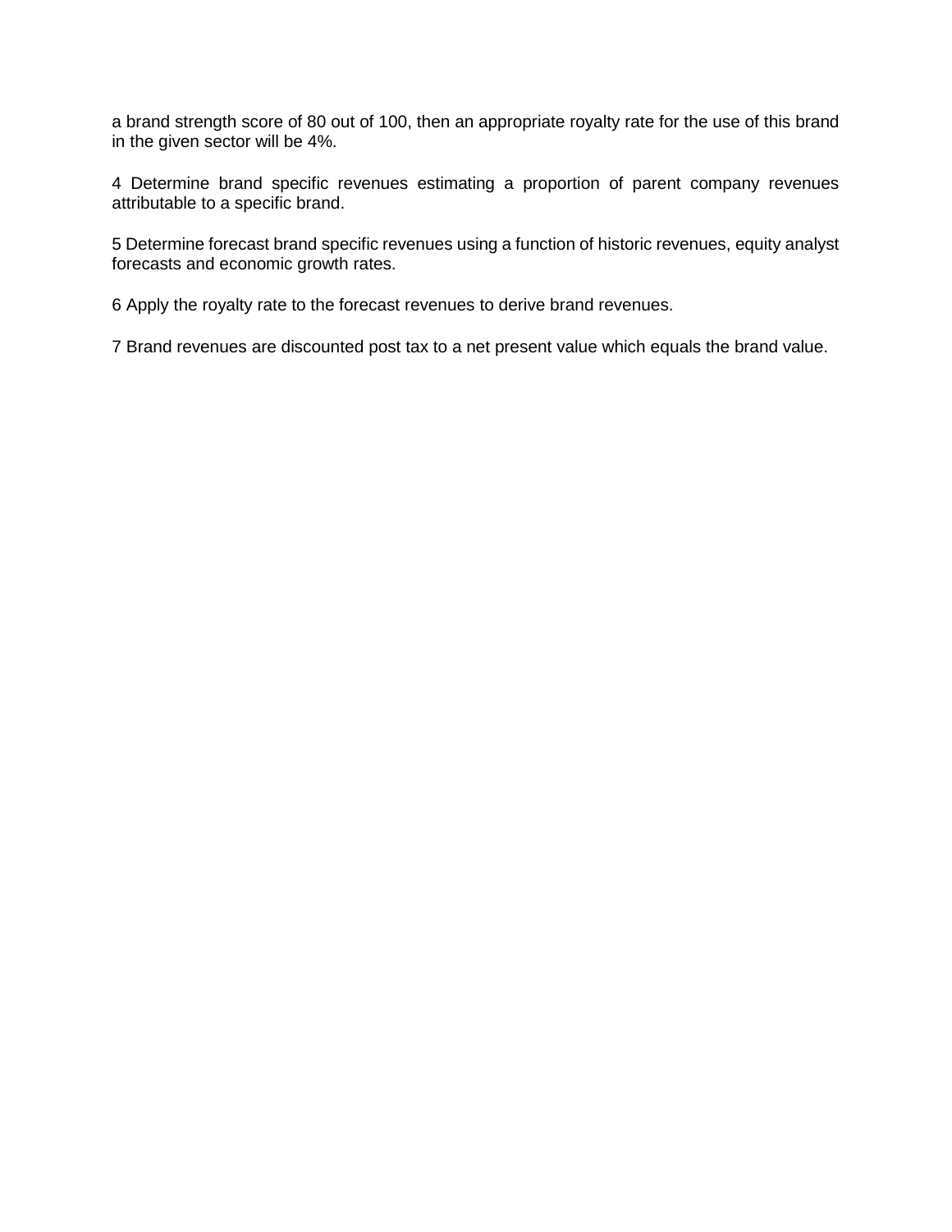a brand strength score of 80 out of 100, then an appropriate royalty rate for the use of this brand in the given sector will be 4%.

4 Determine brand specific revenues estimating a proportion of parent company revenues attributable to a specific brand.

5 Determine forecast brand specific revenues using a function of historic revenues, equity analyst forecasts and economic growth rates.

6 Apply the royalty rate to the forecast revenues to derive brand revenues.

7 Brand revenues are discounted post tax to a net present value which equals the brand value.